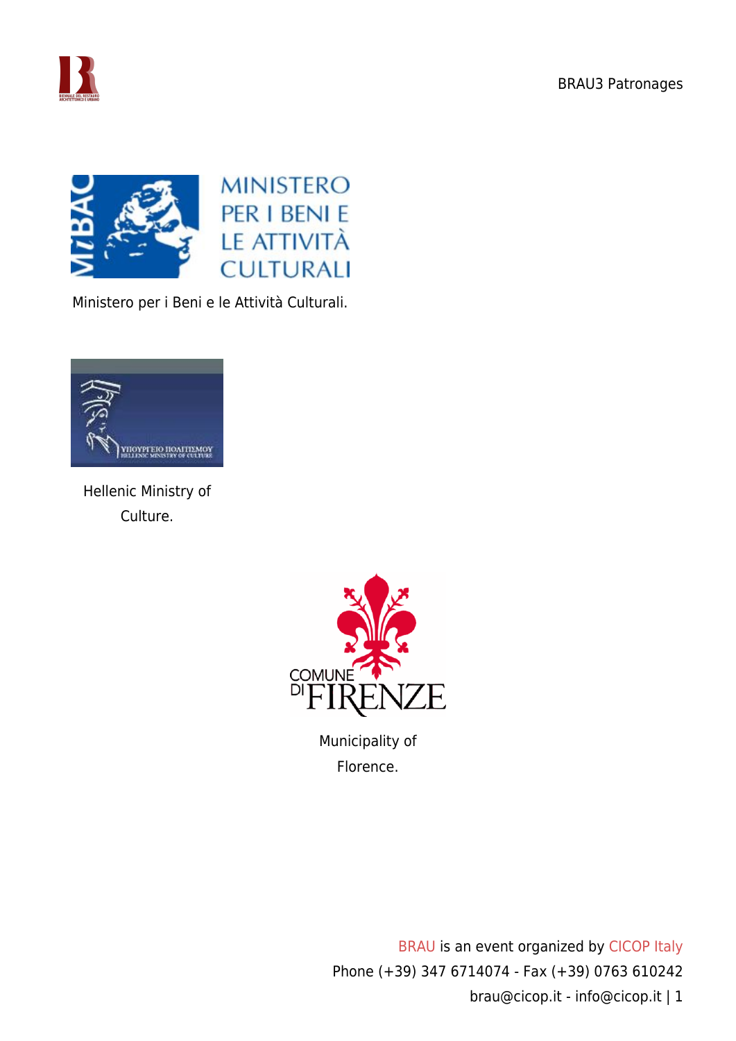Ministero per i Beni e le Attività Culturali.

Hellenic Ministry of Culture.

Municipality of Florence.

BRAU is an event organized by CICOP Italy
Phone (+39) 347 6714074 - Fax (+39) 0763 610242
brau@cicop.it - info@cicop.it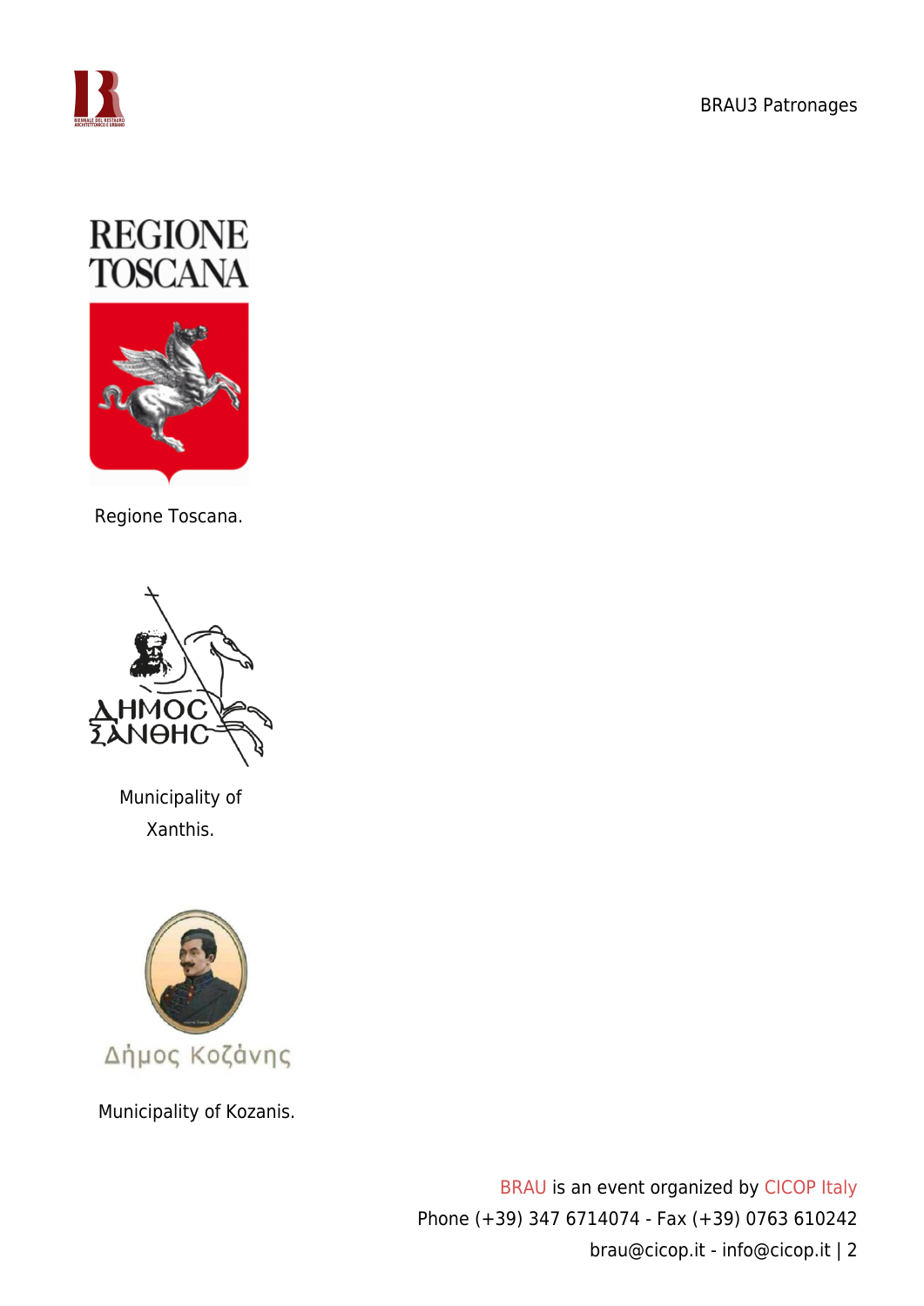REGIONE
TOSCANA

Regione Toscana.

ΔΗΜΟΣ
ΞΑΝΘΗΣ

Municipality of
Xanthis.

Δήμος Κοζάνης

Municipality of Kozanis.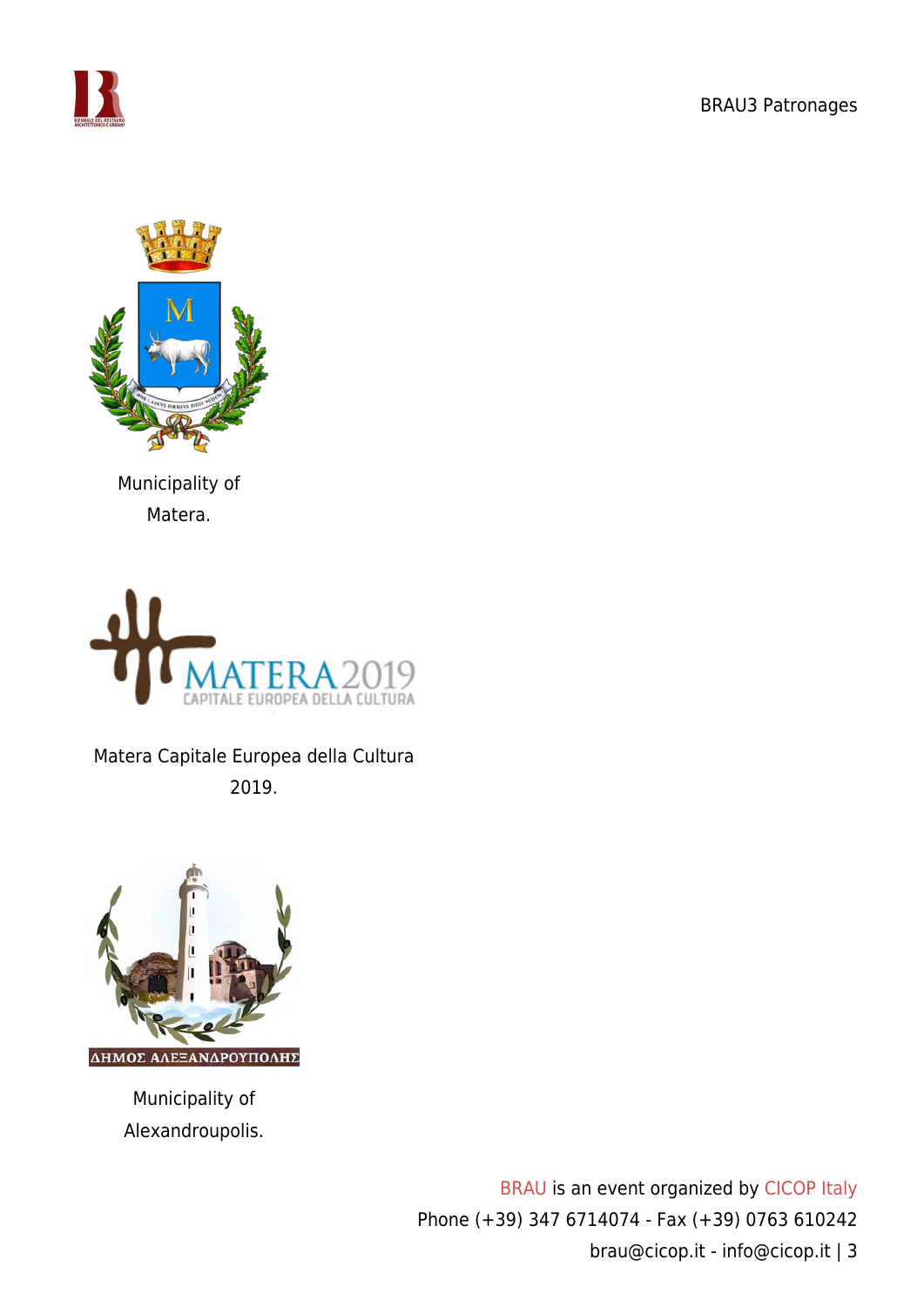Municipality of Matera.

Matera Capitale Europea della Cultura 2019.

Municipality of Alexandroupolis.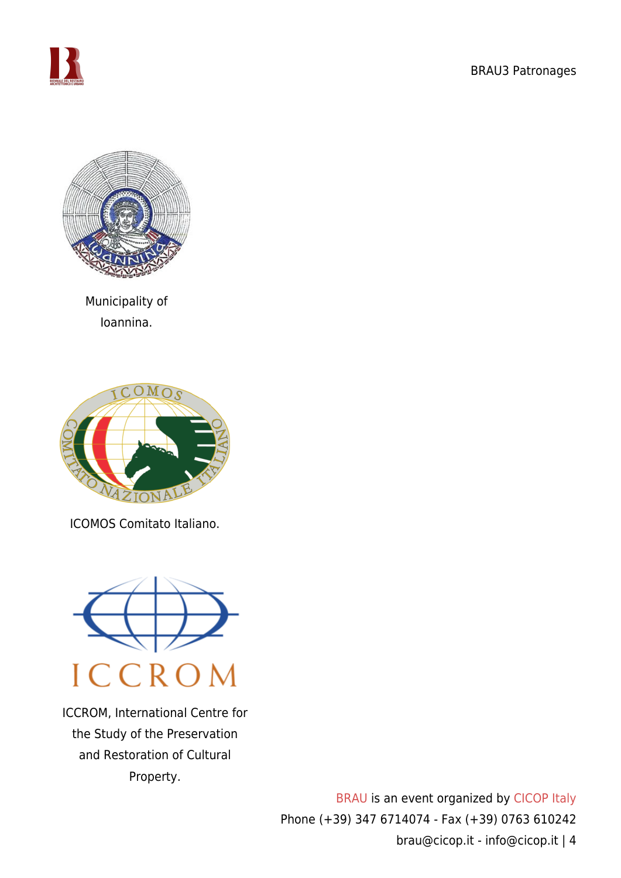Municipality of Ioannina.

ICOMOS Comitato Italiano.

ICCROM, International Centre for the Study of the Preservation and Restoration of Cultural Property.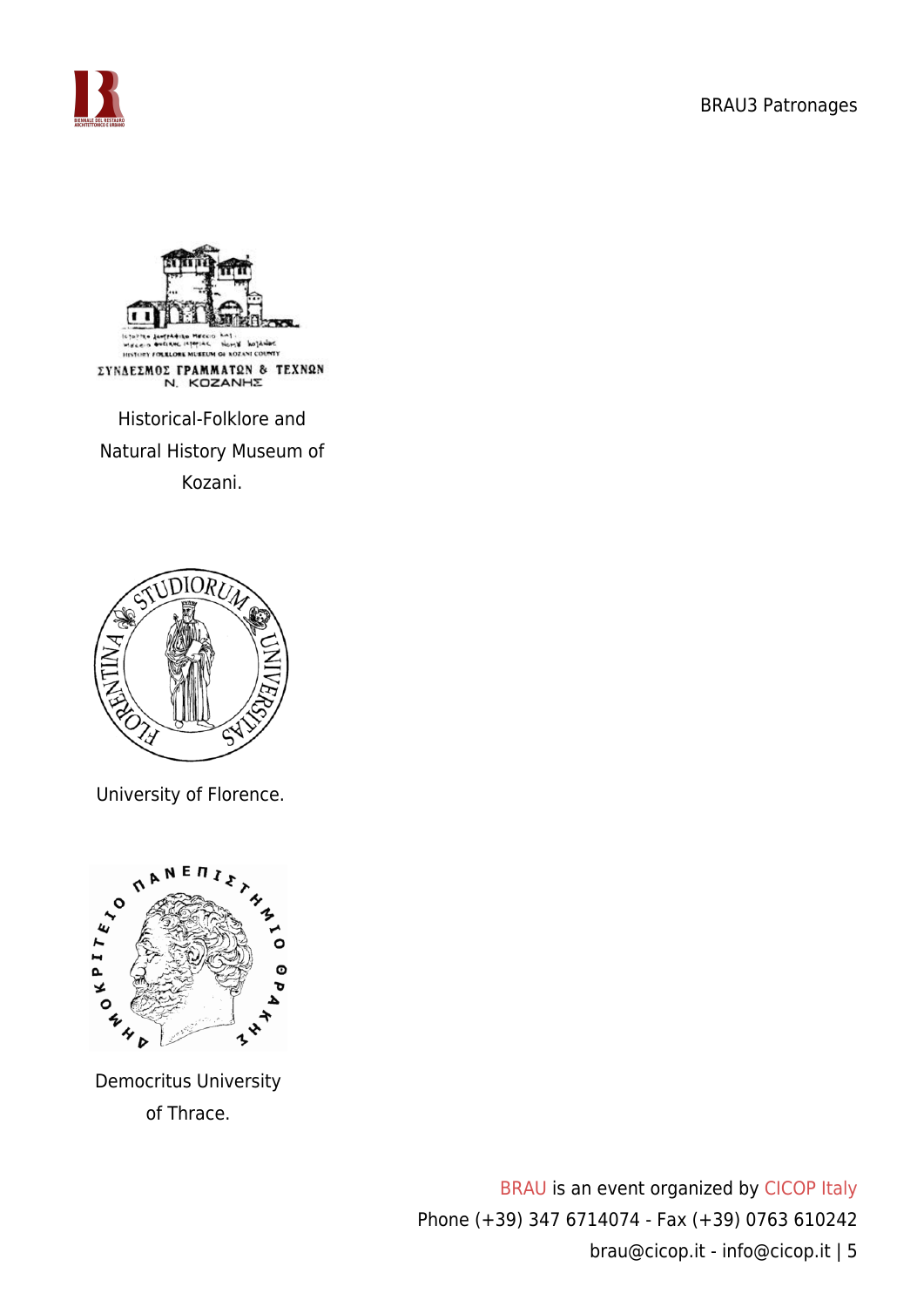Historical-Folklore and Natural History Museum of Kozani.

University of Florence.

Democritus University of Thrace.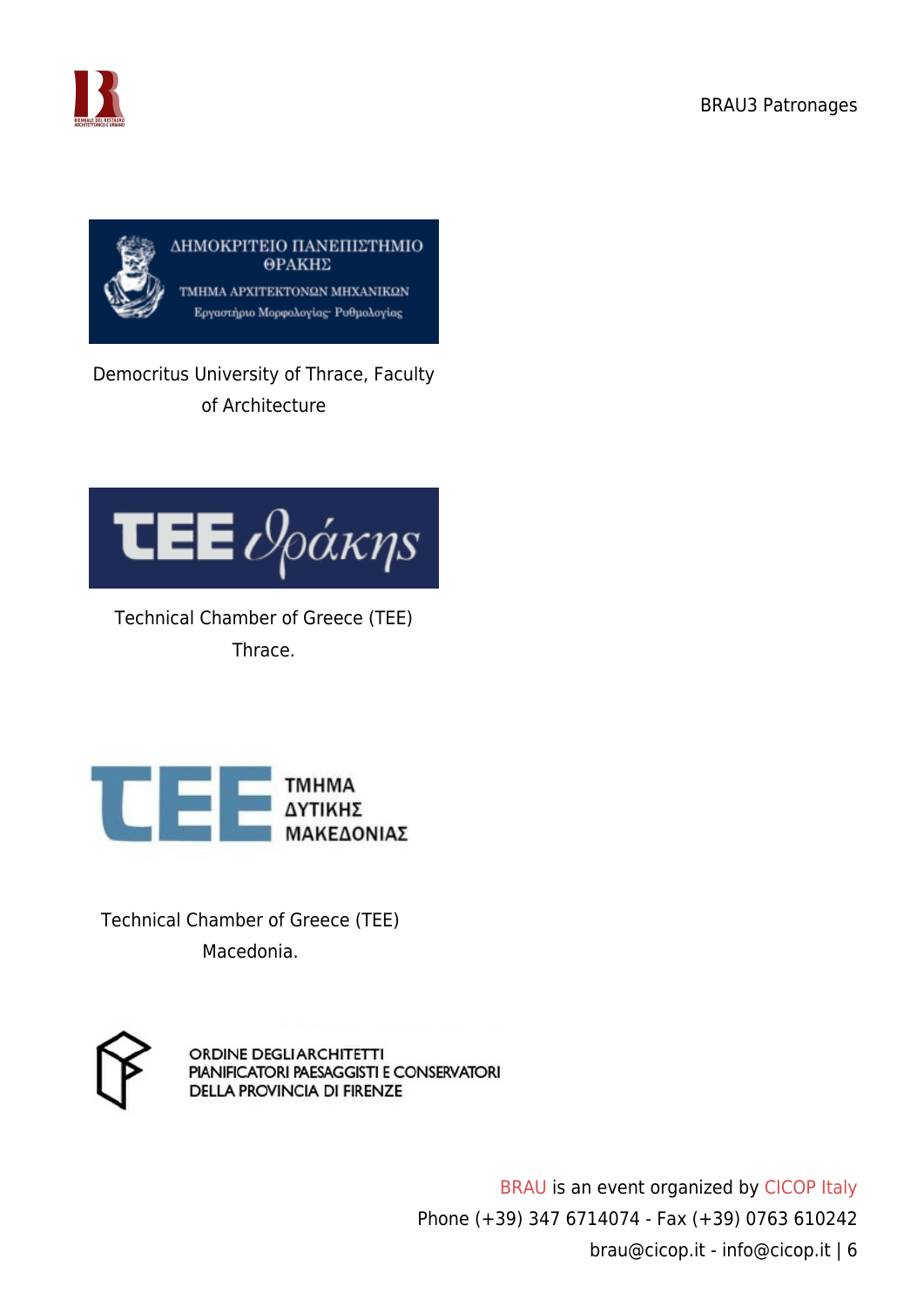ΔΗΜΟΚΡΙΤΕΙΟ ΠΑΝΕΠΙΣΤΗΜΙΟ ΘΡΑΚΗΣ

ΤΜΗΜΑ ΑΡΧΙΤΕΚΤΟΝΩΝ ΜΗΧΑΝΙΚΩΝ

Εργαστήριο Μορφολογίας- Ρυθμολογίας

Democritus University of Thrace, Faculty of Architecture

TEE Θράκης

Technical Chamber of Greece (TEE) Thrace.

TEE ΤΜΗΜΑ ΔΥΤΙΚΗΣ ΜΑΚΕΔΟΝΙΑΣ

Technical Chamber of Greece (TEE) Macedonia.

ORDINE DEGLI ARCHITETTI PIANIFICATORI PAESAGGISTI E CONSERVATORI DELLA PROVINCIA DI FIRENZE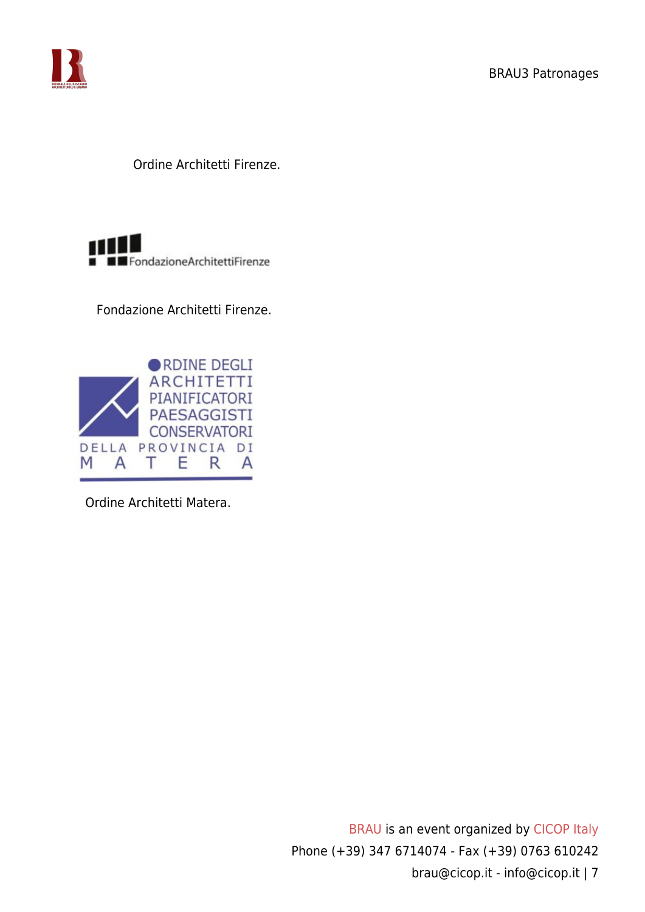Ordine Architetti Firenze.

Fondazione Architetti Firenze.

Ordine Architetti Matera.

BRAU is an event organized by CICOP Italy
Phone (+39) 347 6714074 - Fax (+39) 0763 610242
brau@cicop.it - info@cicop.it